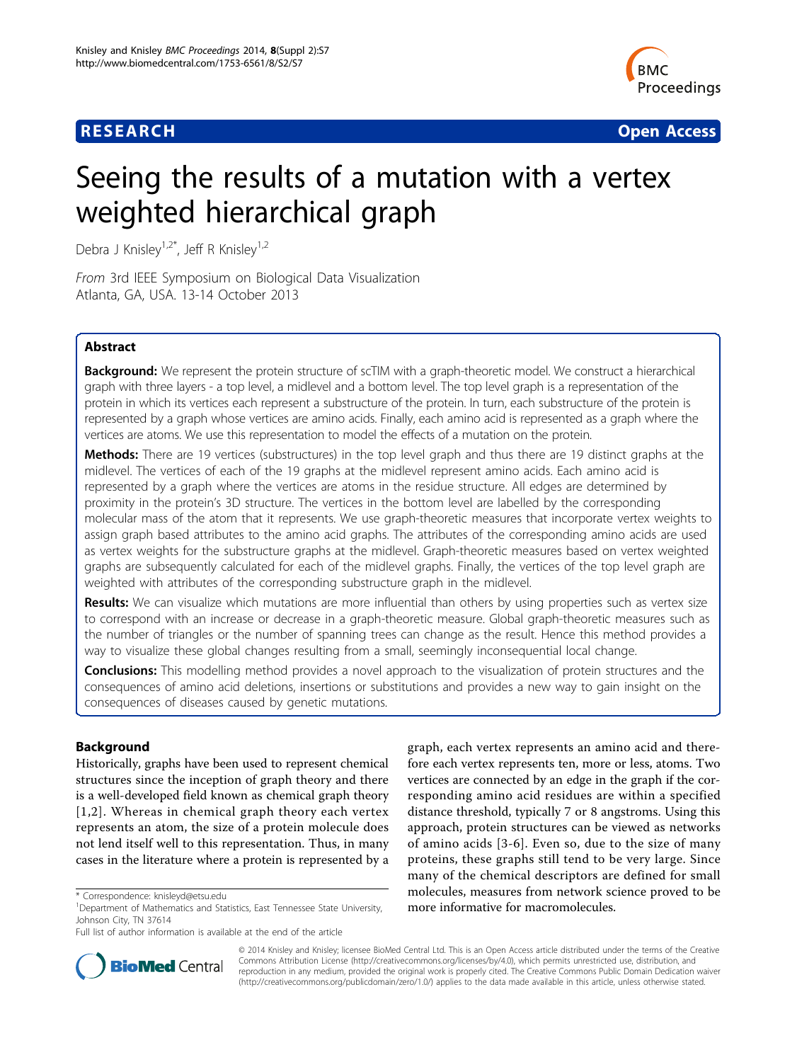RESEARCH Open Access

# Seeing the results of a mutation with a vertex weighted hierarchical graph

Debra J Knisley[1,2*], Jeff R Knisley[1,2]

*From* 3rd IEEE Symposium on Biological Data Visualization
Atlanta, GA, USA. 13-14 October 2013

## Abstract

**Background:** We represent the protein structure of scTIM with a graph-theoretic model. We construct a hierarchical graph with three layers - a top level, a midlevel and a bottom level. The top level graph is a representation of the protein in which its vertices each represent a substructure of the protein. In turn, each substructure of the protein is represented by a graph whose vertices are amino acids. Finally, each amino acid is represented as a graph where the vertices are atoms. We use this representation to model the effects of a mutation on the protein.

**Methods:** There are 19 vertices (substructures) in the top level graph and thus there are 19 distinct graphs at the midlevel. The vertices of each of the 19 graphs at the midlevel represent amino acids. Each amino acid is represented by a graph where the vertices are atoms in the residue structure. All edges are determined by proximity in the protein's 3D structure. The vertices in the bottom level are labelled by the corresponding molecular mass of the atom that it represents. We use graph-theoretic measures that incorporate vertex weights to assign graph based attributes to the amino acid graphs. The attributes of the corresponding amino acids are used as vertex weights for the substructure graphs at the midlevel. Graph-theoretic measures based on vertex weighted graphs are subsequently calculated for each of the midlevel graphs. Finally, the vertices of the top level graph are weighted with attributes of the corresponding substructure graph in the midlevel.

**Results:** We can visualize which mutations are more influential than others by using properties such as vertex size to correspond with an increase or decrease in a graph-theoretic measure. Global graph-theoretic measures such as the number of triangles or the number of spanning trees can change as the result. Hence this method provides a way to visualize these global changes resulting from a small, seemingly inconsequential local change.

**Conclusions:** This modelling method provides a novel approach to the visualization of protein structures and the consequences of amino acid deletions, insertions or substitutions and provides a new way to gain insight on the consequences of diseases caused by genetic mutations.

## Background

Historically, graphs have been used to represent chemical structures since the inception of graph theory and there is a well-developed field known as chemical graph theory [1,2]. Whereas in chemical graph theory each vertex represents an atom, the size of a protein molecule does not lend itself well to this representation. Thus, in many cases in the literature where a protein is represented by a graph, each vertex represents an amino acid and therefore each vertex represents ten, more or less, atoms. Two vertices are connected by an edge in the graph if the corresponding amino acid residues are within a specified distance threshold, typically 7 or 8 angstroms. Using this approach, protein structures can be viewed as networks of amino acids [3-6]. Even so, due to the size of many proteins, these graphs still tend to be very large. Since many of the chemical descriptors are defined for small molecules, measures from network science proved to be more informative for macromolecules.

\* Correspondence: knisleyd@etsu.edu
[1]Department of Mathematics and Statistics, East Tennessee State University, Johnson City, TN 37614
Full list of author information is available at the end of the article

© 2014 Knisley and Knisley; licensee BioMed Central Ltd. This is an Open Access article distributed under the terms of the Creative Commons Attribution License (http://creativecommons.org/licenses/by/4.0), which permits unrestricted use, distribution, and reproduction in any medium, provided the original work is properly cited. The Creative Commons Public Domain Dedication waiver (http://creativecommons.org/publicdomain/zero/1.0/) applies to the data made available in this article, unless otherwise stated.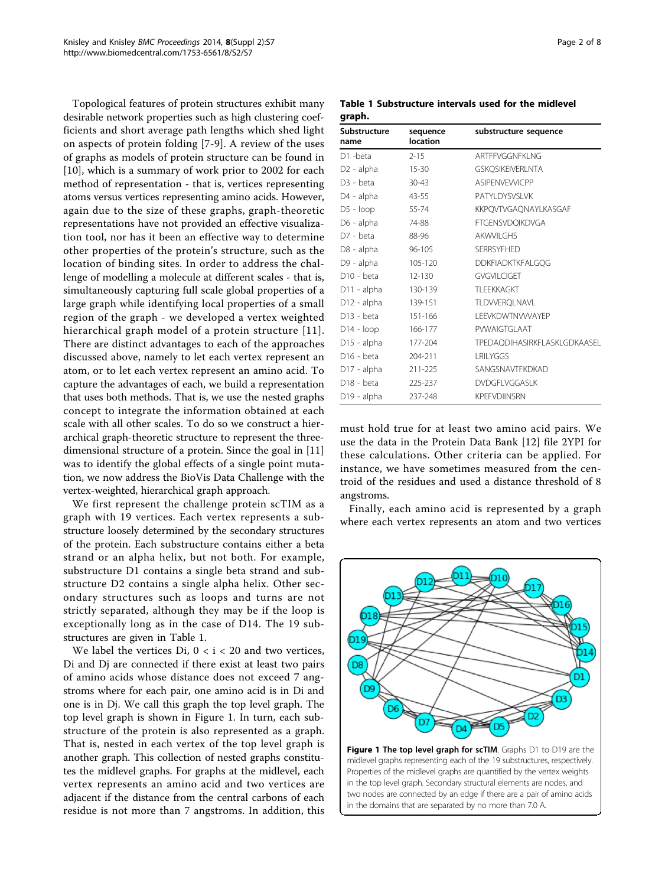Topological features of protein structures exhibit many desirable network properties such as high clustering coefficients and short average path lengths which shed light on aspects of protein folding [7-9]. A review of the uses of graphs as models of protein structure can be found in [10], which is a summary of work prior to 2002 for each method of representation - that is, vertices representing atoms versus vertices representing amino acids. However, again due to the size of these graphs, graph-theoretic representations have not provided an effective visualization tool, nor has it been an effective way to determine other properties of the protein's structure, such as the location of binding sites. In order to address the challenge of modelling a molecule at different scales - that is, simultaneously capturing full scale global properties of a large graph while identifying local properties of a small region of the graph - we developed a vertex weighted hierarchical graph model of a protein structure [11]. There are distinct advantages to each of the approaches discussed above, namely to let each vertex represent an atom, or to let each vertex represent an amino acid. To capture the advantages of each, we build a representation that uses both methods. That is, we use the nested graphs concept to integrate the information obtained at each scale with all other scales. To do so we construct a hierarchical graph-theoretic structure to represent the three-dimensional structure of a protein. Since the goal in [11] was to identify the global effects of a single point mutation, we now address the BioVis Data Challenge with the vertex-weighted, hierarchical graph approach.

We first represent the challenge protein scTIM as a graph with 19 vertices. Each vertex represents a substructure loosely determined by the secondary structures of the protein. Each substructure contains either a beta strand or an alpha helix, but not both. For example, substructure D1 contains a single beta strand and substructure D2 contains a single alpha helix. Other secondary structures such as loops and turns are not strictly separated, although they may be if the loop is exceptionally long as in the case of D14. The 19 substructures are given in Table 1.

We label the vertices Di, $0 < i < 20$ and two vertices, Di and Dj are connected if there exist at least two pairs of amino acids whose distance does not exceed 7 angstroms where for each pair, one amino acid is in Di and one is in Dj. We call this graph the top level graph. The top level graph is shown in Figure 1. In turn, each substructure of the protein is also represented as a graph. That is, nested in each vertex of the top level graph is another graph. This collection of nested graphs constitutes the midlevel graphs. For graphs at the midlevel, each vertex represents an amino acid and two vertices are adjacent if the distance from the central carbons of each residue is not more than 7 angstroms. In addition, this must hold true for at least two amino acid pairs. We use the data in the Protein Data Bank [12] file 2YPI for these calculations. Other criteria can be applied. For instance, we have sometimes measured from the centroid of the residues and used a distance threshold of 8 angstroms.

Finally, each amino acid is represented by a graph where each vertex represents an atom and two vertices

**Table 1 Substructure intervals used for the midlevel graph.**

| Substructure name | sequence location | substructure sequence |
|---|---|---|
| D1 -beta | 2-15 | ARTFFVGGNFKLNG |
| D2 - alpha | 15-30 | GSKQSIKEIVERLNTA |
| D3 - beta | 30-43 | ASIPENVEVVICPP |
| D4 - alpha | 43-55 | PATYLDYSVSLVK |
| D5 - loop | 55-74 | KKPQVTVGAQNAYLKASGAF |
| D6 - alpha | 74-88 | FTGENSVDQIKDVGA |
| D7 - beta | 88-96 | AKWVILGHS |
| D8 - alpha | 96-105 | SERRSYFHED |
| D9 - alpha | 105-120 | DDKFIADKTKFALGQG |
| D10 - beta | 12-130 | GVGVILCIGET |
| D11 - alpha | 130-139 | TLEEKKAGKT |
| D12 - alpha | 139-151 | TLDVVERQLNAVL |
| D13 - beta | 151-166 | LEEVKDWTNVVVAYEP |
| D14 - loop | 166-177 | PVWAIGTGLAAT |
| D15 - alpha | 177-204 | TPEDAQDIHASIRKFLASKLGDKAASEL |
| D16 - beta | 204-211 | LRILYGGS |
| D17 - alpha | 211-225 | SANGSNAVTFKDKAD |
| D18 - beta | 225-237 | DVDGFLVGGASLK |
| D19 - alpha | 237-248 | KPEFVDIINSRN |

**Figure 1 The top level graph for scTIM**. Graphs D1 to D19 are the midlevel graphs representing each of the 19 substructures, respectively. Properties of the midlevel graphs are quantified by the vertex weights in the top level graph. Secondary structural elements are nodes, and two nodes are connected by an edge if there are a pair of amino acids in the domains that are separated by no more than 7.0 A.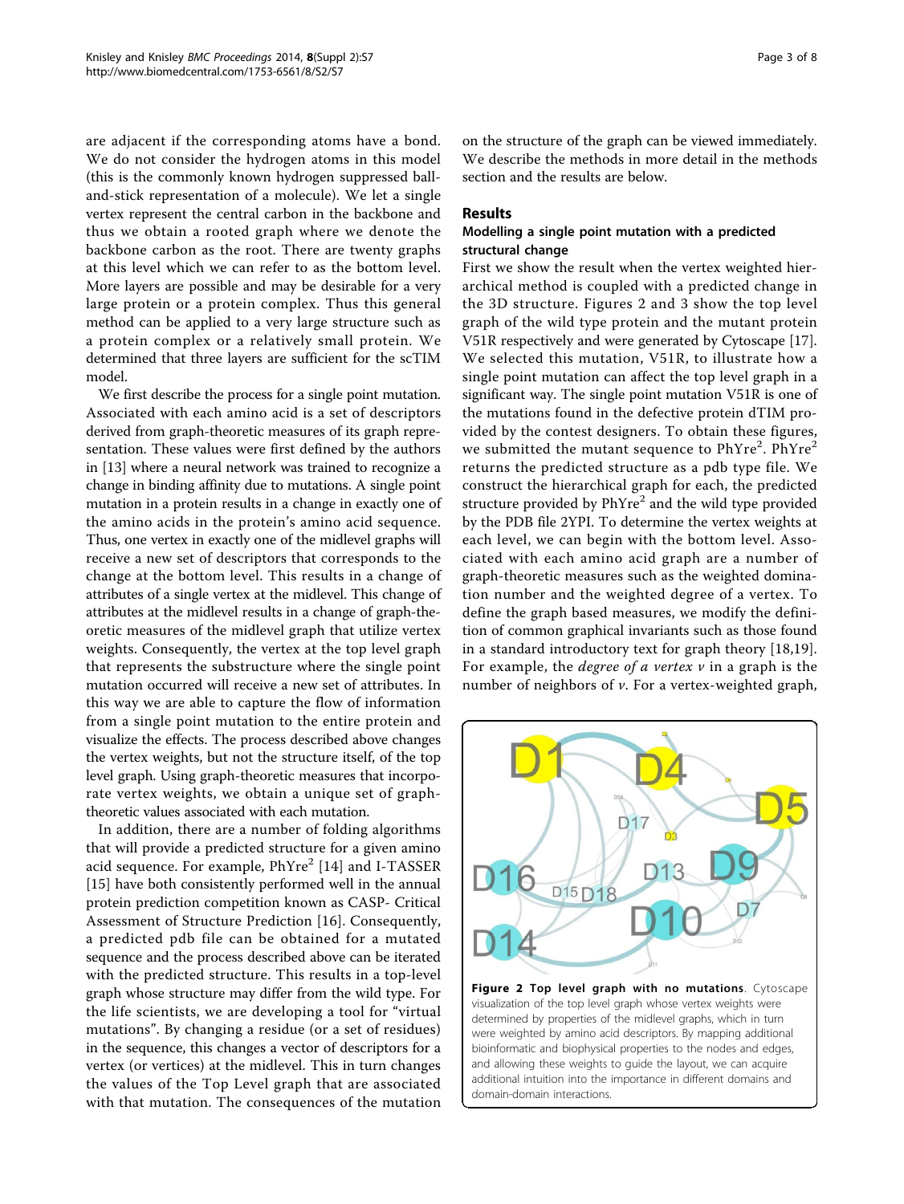are adjacent if the corresponding atoms have a bond. We do not consider the hydrogen atoms in this model (this is the commonly known hydrogen suppressed ball-and-stick representation of a molecule). We let a single vertex represent the central carbon in the backbone and thus we obtain a rooted graph where we denote the backbone carbon as the root. There are twenty graphs at this level which we can refer to as the bottom level. More layers are possible and may be desirable for a very large protein or a protein complex. Thus this general method can be applied to a very large structure such as a protein complex or a relatively small protein. We determined that three layers are sufficient for the scTIM model.

We first describe the process for a single point mutation. Associated with each amino acid is a set of descriptors derived from graph-theoretic measures of its graph representation. These values were first defined by the authors in [13] where a neural network was trained to recognize a change in binding affinity due to mutations. A single point mutation in a protein results in a change in exactly one of the amino acids in the protein's amino acid sequence. Thus, one vertex in exactly one of the midlevel graphs will receive a new set of descriptors that corresponds to the change at the bottom level. This results in a change of attributes of a single vertex at the midlevel. This change of attributes at the midlevel results in a change of graph-theoretic measures of the midlevel graph that utilize vertex weights. Consequently, the vertex at the top level graph that represents the substructure where the single point mutation occurred will receive a new set of attributes. In this way we are able to capture the flow of information from a single point mutation to the entire protein and visualize the effects. The process described above changes the vertex weights, but not the structure itself, of the top level graph. Using graph-theoretic measures that incorporate vertex weights, we obtain a unique set of graph-theoretic values associated with each mutation.

In addition, there are a number of folding algorithms that will provide a predicted structure for a given amino acid sequence. For example, PhYre[2] [14] and I-TASSER [15] have both consistently performed well in the annual protein prediction competition known as CASP- Critical Assessment of Structure Prediction [16]. Consequently, a predicted pdb file can be obtained for a mutated sequence and the process described above can be iterated with the predicted structure. This results in a top-level graph whose structure may differ from the wild type. For the life scientists, we are developing a tool for "virtual mutations". By changing a residue (or a set of residues) in the sequence, this changes a vector of descriptors for a vertex (or vertices) at the midlevel. This in turn changes the values of the Top Level graph that are associated with that mutation. The consequences of the mutation on the structure of the graph can be viewed immediately. We describe the methods in more detail in the methods section and the results are below.

## Results

### Modelling a single point mutation with a predicted structural change

First we show the result when the vertex weighted hierarchical method is coupled with a predicted change in the 3D structure. Figures 2 and 3 show the top level graph of the wild type protein and the mutant protein V51R respectively and were generated by Cytoscape [17]. We selected this mutation, V51R, to illustrate how a single point mutation can affect the top level graph in a significant way. The single point mutation V51R is one of the mutations found in the defective protein dTIM provided by the contest designers. To obtain these figures, we submitted the mutant sequence to PhYre[2]. PhYre[2] returns the predicted structure as a pdb type file. We construct the hierarchical graph for each, the predicted structure provided by PhYre[2] and the wild type provided by the PDB file 2YPI. To determine the vertex weights at each level, we can begin with the bottom level. Associated with each amino acid graph are a number of graph-theoretic measures such as the weighted domination number and the weighted degree of a vertex. To define the graph based measures, we modify the definition of common graphical invariants such as those found in a standard introductory text for graph theory [18,19]. For example, the *degree of a vertex v* in a graph is the number of neighbors of *v*. For a vertex-weighted graph,

D1
D4
D5
D17
D3
D16
D13
D9
D15 D18
D10
D7
D14

**Figure 2 Top level graph with no mutations**. Cytoscape visualization of the top level graph whose vertex weights were determined by properties of the midlevel graphs, which in turn were weighted by amino acid descriptors. By mapping additional bioinformatic and biophysical properties to the nodes and edges, and allowing these weights to guide the layout, we can acquire additional intuition into the importance in different domains and domain-domain interactions.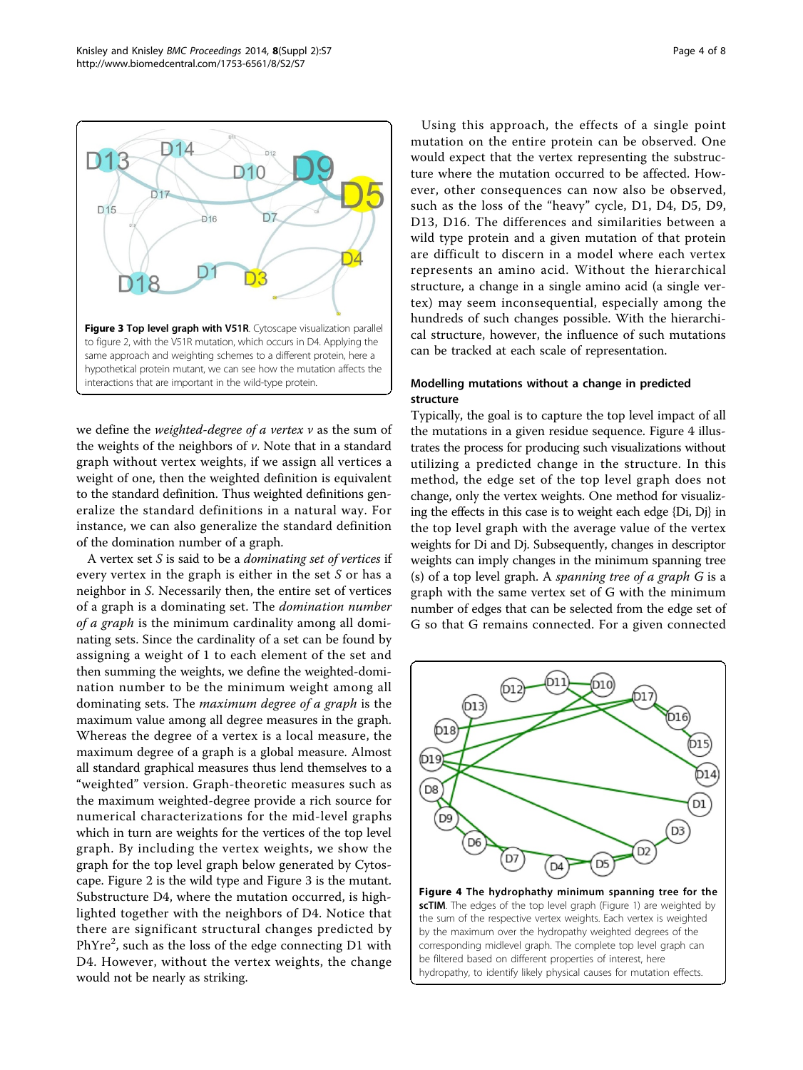Figure 3 Top level graph with V51R. Cytoscape visualization parallel to figure 2, with the V51R mutation, which occurs in D4. Applying the same approach and weighting schemes to a different protein, here a hypothetical protein mutant, we can see how the mutation affects the interactions that are important in the wild-type protein.

we define the *weighted-degree of a vertex v* as the sum of the weights of the neighbors of *v*. Note that in a standard graph without vertex weights, if we assign all vertices a weight of one, then the weighted definition is equivalent to the standard definition. Thus weighted definitions generalize the standard definitions in a natural way. For instance, we can also generalize the standard definition of the domination number of a graph.

A vertex set *S* is said to be a *dominating set of vertices* if every vertex in the graph is either in the set *S* or has a neighbor in *S*. Necessarily then, the entire set of vertices of a graph is a dominating set. The *domination number of a graph* is the minimum cardinality among all dominating sets. Since the cardinality of a set can be found by assigning a weight of 1 to each element of the set and then summing the weights, we define the weighted-domination number to be the minimum weight among all dominating sets. The *maximum degree of a graph* is the maximum value among all degree measures in the graph. Whereas the degree of a vertex is a local measure, the maximum degree of a graph is a global measure. Almost all standard graphical measures thus lend themselves to a "weighted" version. Graph-theoretic measures such as the maximum weighted-degree provide a rich source for numerical characterizations for the mid-level graphs which in turn are weights for the vertices of the top level graph. By including the vertex weights, we show the graph for the top level graph below generated by Cytoscape. Figure 2 is the wild type and Figure 3 is the mutant. Substructure D4, where the mutation occurred, is highlighted together with the neighbors of D4. Notice that there are significant structural changes predicted by PhYre[2], such as the loss of the edge connecting D1 with D4. However, without the vertex weights, the change would not be nearly as striking.

Using this approach, the effects of a single point mutation on the entire protein can be observed. One would expect that the vertex representing the substructure where the mutation occurred to be affected. However, other consequences can now also be observed, such as the loss of the "heavy" cycle, D1, D4, D5, D9, D13, D16. The differences and similarities between a wild type protein and a given mutation of that protein are difficult to discern in a model where each vertex represents an amino acid. Without the hierarchical structure, a change in a single amino acid (a single vertex) may seem inconsequential, especially among the hundreds of such changes possible. With the hierarchical structure, however, the influence of such mutations can be tracked at each scale of representation.

### Modelling mutations without a change in predicted structure

Typically, the goal is to capture the top level impact of all the mutations in a given residue sequence. Figure 4 illustrates the process for producing such visualizations without utilizing a predicted change in the structure. In this method, the edge set of the top level graph does not change, only the vertex weights. One method for visualizing the effects in this case is to weight each edge {Di, Dj} in the top level graph with the average value of the vertex weights for Di and Dj. Subsequently, changes in descriptor weights can imply changes in the minimum spanning tree (s) of a top level graph. A *spanning tree of a graph G* is a graph with the same vertex set of G with the minimum number of edges that can be selected from the edge set of G so that G remains connected. For a given connected

Figure 4 The hydrophathy minimum spanning tree for the scTIM. The edges of the top level graph (Figure 1) are weighted by the sum of the respective vertex weights. Each vertex is weighted by the maximum over the hydropathy weighted degrees of the corresponding midlevel graph. The complete top level graph can be filtered based on different properties of interest, here hydropathy, to identify likely physical causes for mutation effects.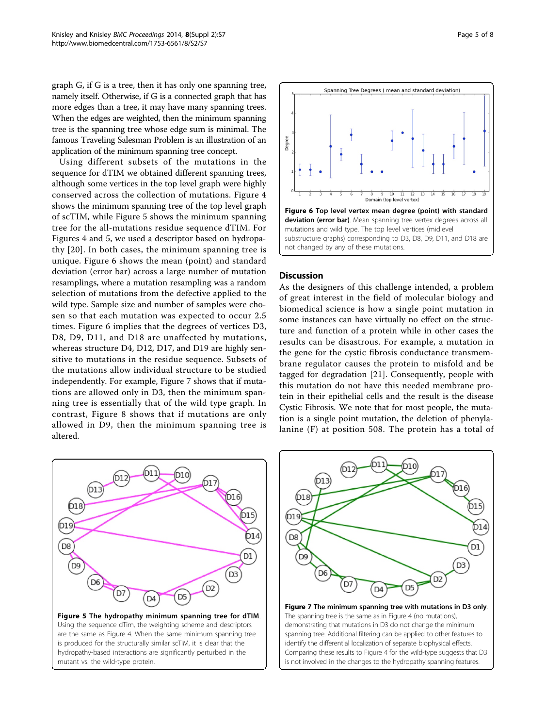graph G, if G is a tree, then it has only one spanning tree, namely itself. Otherwise, if G is a connected graph that has more edges than a tree, it may have many spanning trees. When the edges are weighted, then the minimum spanning tree is the spanning tree whose edge sum is minimal. The famous Traveling Salesman Problem is an illustration of an application of the minimum spanning tree concept.

Using different subsets of the mutations in the sequence for dTIM we obtained different spanning trees, although some vertices in the top level graph were highly conserved across the collection of mutations. Figure 4 shows the minimum spanning tree of the top level graph of scTIM, while Figure 5 shows the minimum spanning tree for the all-mutations residue sequence dTIM. For Figures 4 and 5, we used a descriptor based on hydropathy [20]. In both cases, the minimum spanning tree is unique. Figure 6 shows the mean (point) and standard deviation (error bar) across a large number of mutation resamplings, where a mutation resampling was a random selection of mutations from the defective applied to the wild type. Sample size and number of samples were chosen so that each mutation was expected to occur 2.5 times. Figure 6 implies that the degrees of vertices D3, D8, D9, D11, and D18 are unaffected by mutations, whereas structure D4, D12, D17, and D19 are highly sensitive to mutations in the residue sequence. Subsets of the mutations allow individual structure to be studied independently. For example, Figure 7 shows that if mutations are allowed only in D3, then the minimum spanning tree is essentially that of the wild type graph. In contrast, Figure 8 shows that if mutations are only allowed in D9, then the minimum spanning tree is altered.

**Figure 6 Top level vertex mean degree (point) with standard deviation (error bar)**. Mean spanning tree vertex degrees across all mutations and wild type. The top level vertices (midlevel substructure graphs) corresponding to D3, D8, D9, D11, and D18 are not changed by any of these mutations.

## Discussion

As the designers of this challenge intended, a problem of great interest in the field of molecular biology and biomedical science is how a single point mutation in some instances can have virtually no effect on the structure and function of a protein while in other cases the results can be disastrous. For example, a mutation in the gene for the cystic fibrosis conductance transmembrane regulator causes the protein to misfold and be tagged for degradation [21]. Consequently, people with this mutation do not have this needed membrane protein in their epithelial cells and the result is the disease Cystic Fibrosis. We note that for most people, the mutation is a single point mutation, the deletion of phenylalanine (F) at position 508. The protein has a total of

**Figure 5 The hydropathy minimum spanning tree for dTIM**. Using the sequence dTim, the weighting scheme and descriptors are the same as Figure 4. When the same minimum spanning tree is produced for the structurally similar scTIM, it is clear that the hydropathy-based interactions are significantly perturbed in the mutant vs. the wild-type protein.

**Figure 7 The minimum spanning tree with mutations in D3 only**. The spanning tree is the same as in Figure 4 (no mutations), demonstrating that mutations in D3 do not change the minimum spanning tree. Additional filtering can be applied to other features to identify the differential localization of separate biophysical effects. Comparing these results to Figure 4 for the wild-type suggests that D3 is not involved in the changes to the hydropathy spanning features.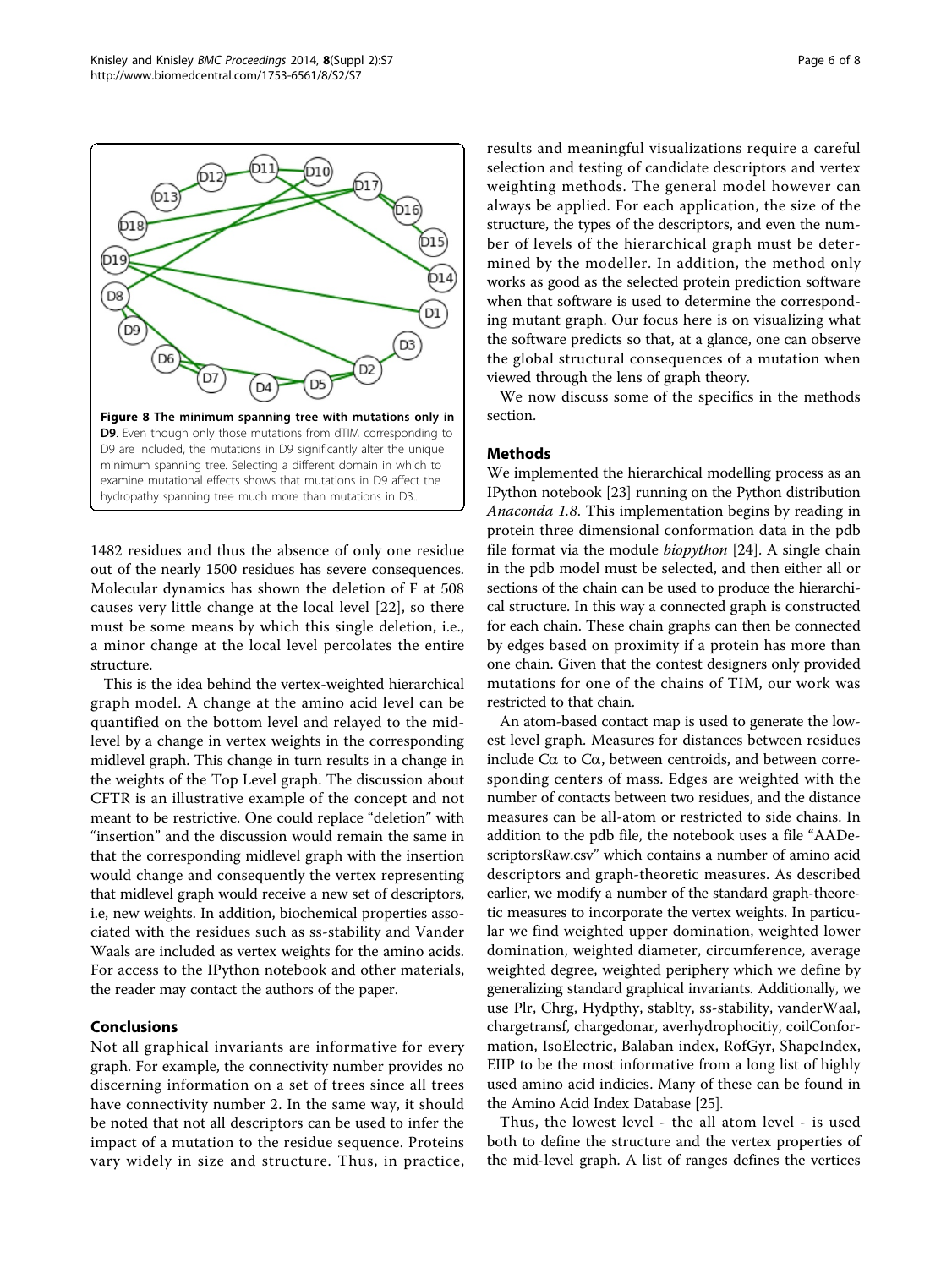D13
D12
D11
D10
D17
D16
D18
D15
D19
D14
D8
D1
D9
D3
D6
D2
D7
D4
D5

**Figure 8 The minimum spanning tree with mutations only in D9**. Even though only those mutations from dTIM corresponding to D9 are included, the mutations in D9 significantly alter the unique minimum spanning tree. Selecting a different domain in which to examine mutational effects shows that mutations in D9 affect the hydropathy spanning tree much more than mutations in D3..

1482 residues and thus the absence of only one residue out of the nearly 1500 residues has severe consequences. Molecular dynamics has shown the deletion of F at 508 causes very little change at the local level [22], so there must be some means by which this single deletion, i.e., a minor change at the local level percolates the entire structure.

This is the idea behind the vertex-weighted hierarchical graph model. A change at the amino acid level can be quantified on the bottom level and relayed to the midlevel by a change in vertex weights in the corresponding midlevel graph. This change in turn results in a change in the weights of the Top Level graph. The discussion about CFTR is an illustrative example of the concept and not meant to be restrictive. One could replace "deletion" with "insertion" and the discussion would remain the same in that the corresponding midlevel graph with the insertion would change and consequently the vertex representing that midlevel graph would receive a new set of descriptors, i.e, new weights. In addition, biochemical properties associated with the residues such as ss-stability and Vander Waals are included as vertex weights for the amino acids. For access to the IPython notebook and other materials, the reader may contact the authors of the paper.

## Conclusions

Not all graphical invariants are informative for every graph. For example, the connectivity number provides no discerning information on a set of trees since all trees have connectivity number 2. In the same way, it should be noted that not all descriptors can be used to infer the impact of a mutation to the residue sequence. Proteins vary widely in size and structure. Thus, in practice, results and meaningful visualizations require a careful selection and testing of candidate descriptors and vertex weighting methods. The general model however can always be applied. For each application, the size of the structure, the types of the descriptors, and even the number of levels of the hierarchical graph must be determined by the modeller. In addition, the method only works as good as the selected protein prediction software when that software is used to determine the corresponding mutant graph. Our focus here is on visualizing what the software predicts so that, at a glance, one can observe the global structural consequences of a mutation when viewed through the lens of graph theory.

We now discuss some of the specifics in the methods section.

## Methods

We implemented the hierarchical modelling process as an IPython notebook [23] running on the Python distribution *Anaconda 1.8*. This implementation begins by reading in protein three dimensional conformation data in the pdb file format via the module *biopython* [24]. A single chain in the pdb model must be selected, and then either all or sections of the chain can be used to produce the hierarchical structure. In this way a connected graph is constructed for each chain. These chain graphs can then be connected by edges based on proximity if a protein has more than one chain. Given that the contest designers only provided mutations for one of the chains of TIM, our work was restricted to that chain.

An atom-based contact map is used to generate the lowest level graph. Measures for distances between residues include Cα to Cα, between centroids, and between corresponding centers of mass. Edges are weighted with the number of contacts between two residues, and the distance measures can be all-atom or restricted to side chains. In addition to the pdb file, the notebook uses a file "AADescriptorsRaw.csv" which contains a number of amino acid descriptors and graph-theoretic measures. As described earlier, we modify a number of the standard graph-theoretic measures to incorporate the vertex weights. In particular we find weighted upper domination, weighted lower domination, weighted diameter, circumference, average weighted degree, weighted periphery which we define by generalizing standard graphical invariants. Additionally, we use Plr, Chrg, Hydpthy, stablty, ss-stability, vanderWaal, chargetransf, chargedonar, averhydrophocitiy, coilConformation, IsoElectric, Balaban index, RofGyr, ShapeIndex, EIIP to be the most informative from a long list of highly used amino acid indicies. Many of these can be found in the Amino Acid Index Database [25].

Thus, the lowest level - the all atom level - is used both to define the structure and the vertex properties of the mid-level graph. A list of ranges defines the vertices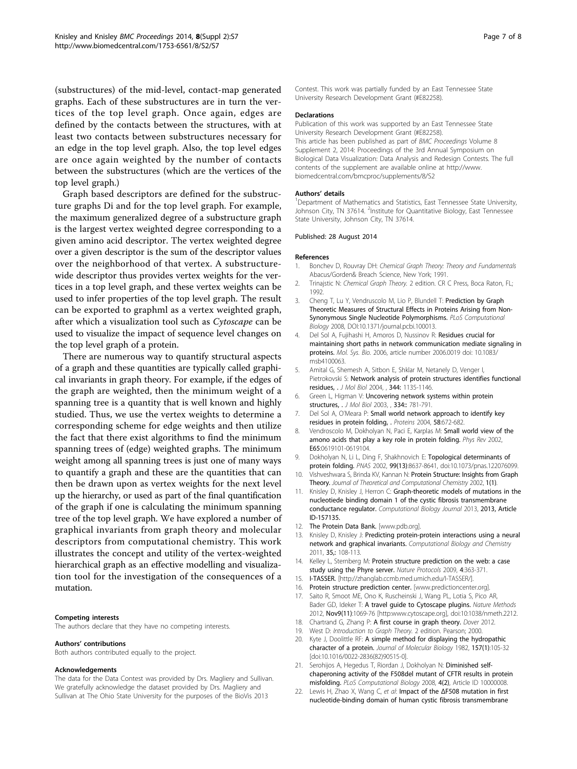(substructures) of the mid-level, contact-map generated graphs. Each of these substructures are in turn the vertices of the top level graph. Once again, edges are defined by the contacts between the structures, with at least two contacts between substructures necessary for an edge in the top level graph. Also, the top level edges are once again weighted by the number of contacts between the substructures (which are the vertices of the top level graph.)

Graph based descriptors are defined for the substructure graphs Di and for the top level graph. For example, the maximum generalized degree of a substructure graph is the largest vertex weighted degree corresponding to a given amino acid descriptor. The vertex weighted degree over a given descriptor is the sum of the descriptor values over the neighborhood of that vertex. A substructure-wide descriptor thus provides vertex weights for the vertices in a top level graph, and these vertex weights can be used to infer properties of the top level graph. The result can be exported to graphml as a vertex weighted graph, after which a visualization tool such as *Cytoscape* can be used to visualize the impact of sequence level changes on the top level graph of a protein.

There are numerous way to quantify structural aspects of a graph and these quantities are typically called graphical invariants in graph theory. For example, if the edges of the graph are weighted, then the minimum weight of a spanning tree is a quantity that is well known and highly studied. Thus, we use the vertex weights to determine a corresponding scheme for edge weights and then utilize the fact that there exist algorithms to find the minimum spanning trees of (edge) weighted graphs. The minimum weight among all spanning trees is just one of many ways to quantify a graph and these are the quantities that can then be drawn upon as vertex weights for the next level up the hierarchy, or used as part of the final quantification of the graph if one is calculating the minimum spanning tree of the top level graph. We have explored a number of graphical invariants from graph theory and molecular descriptors from computational chemistry. This work illustrates the concept and utility of the vertex-weighted hierarchical graph as an effective modelling and visualization tool for the investigation of the consequences of a mutation.

#### Competing interests
The authors declare that they have no competing interests.

#### Authors' contributions
Both authors contributed equally to the project.

#### Acknowledgements
The data for the Data Contest was provided by Drs. Magliery and Sullivan. We gratefully acknowledge the dataset provided by Drs. Magliery and Sullivan at The Ohio State University for the purposes of the BioVis 2013 Contest. This work was partially funded by an East Tennessee State University Research Development Grant (#E82258).

#### Declarations
Publication of this work was supported by an East Tennessee State University Research Development Grant (#E82258).
This article has been published as part of *BMC Proceedings* Volume 8 Supplement 2, 2014: Proceedings of the 3rd Annual Symposium on Biological Data Visualization: Data Analysis and Redesign Contests. The full contents of the supplement are available online at http://www.biomedcentral.com/bmcproc/supplements/8/S2

#### Authors' details
[1]Department of Mathematics and Statistics, East Tennessee State University, Johnson City, TN 37614. [2]Institute for Quantitative Biology, East Tennessee State University, Johnson City, TN 37614.

Published: 28 August 2014

#### References
1. Bonchev D, Rouvray DH: *Chemical Graph Theory: Theory and Fundamentals* Abacus/Gorden& Breach Science, New York; 1991.
2. Trinajstic N: *Chemical Graph Theory.* 2 edition. CR C Press, Boca Raton, FL; 1992.
3. Cheng T, Lu Y, Vendruscolo M, Lio P, Blundell T: **Prediction by Graph Theoretic Measures of Structural Effects in Proteins Arising from Non-Synonymous Single Nucleotide Polymorphisms.** *PLoS Computational Biology* 2008, DOI:10.1371/journal.pcbi.100013.
4. Del Sol A, Fujihashi H, Amoros D, Nussinov R: **Residues crucial for maintaining short paths in network communication mediate signaling in proteins.** *Mol. Sys. Bio.* 2006, article number 2006.0019 doi: 10.1083/msb4100063.
5. Amital G, Shemesh A, Sitbon E, Shklar M, Netanely D, Venger I, Pietrokovski S: **Network analysis of protein structures identifies functional residues,** . *J Mol Biol* 2004, , **344:** 1135-1146.
6. Green L, Higman V: **Uncovering network systems within protein structures,** . *J Mol Biol* 2003, , **334:**: 781-791.
7. Del Sol A, O'Meara P: **Small world network approach to identify key residues in protein folding,** . *Proteins* 2004, **58:**672-682.
8. Vendroscolo M, Dokholyan N, Paci E, Karplas M: **Small world view of the amono acids that play a key role in protein folding.** *Phys Rev* 2002, **E65:**0619101-0619104.
9. Dokholyan N, Li L, Ding F, Shakhnovich E: **Topological determinants of protein folding.** *PNAS* 2002, **99(13):**8637-8641, doi:10.1073/pnas.122076099.
10. Vishveshwara S, Brinda KV, Kannan N: **Protein Structure: Insights from Graph Theory.** *Journal of Theoretical and Computational Chemistry* 2002, **1(1)**.
11. Knisley D, Knisley J, Herron C: **Graph-theoretic models of mutations in the nucleotiede binding domain 1 of the cystic fibrosis transmembrane conductance regulator.** *Computational Biology Journal* 2013, **2013**, Article ID-157135.
12. **The Protein Data Bank.** [www.pdb.org].
13. Knisley D, Knisley J: **Predicting protein-protein interactions using a neural network and graphical invariants.** *Computational Biology and Chemistry* 2011, **35,:** 108-113.
14. Kelley L, Sternberg M: **Protein structure prediction on the web: a case study using the Phyre server.** *Nature Protocols* 2009, **4:**363-371.
15. **I-TASSER.** [http://zhanglab.ccmb.med.umich.edu/I-TASSER/].
16. **Protein structure prediction center.** [www.predictioncenter.org].
17. Saito R, Smoot ME, Ono K, Ruscheinski J, Wang PL, Lotia S, Pico AR, Bader GD, Ideker T: **A travel guide to Cytoscape plugins.** *Nature Methods* 2012, **Nov9(11):**1069-76 [http:www.cytoscape.org], doi:10:1038/nmeth.2212.
18. Chartrand G, Zhang P: **A first course in graph theory.** *Dover* 2012.
19. West D: *Introduction to Graph Theory.* 2 edition. Pearson; 2000.
20. Kyte J, Doolittle RF: **A simple method for displaying the hydropathic character of a protein.** *Journal of Molecular Biology* 1982, **157(1):**105-32 [doi:10.1016/0022-2836(82)90515-0].
21. Serohijos A, Hegedus T, Riordan J, Dokholyan N: **Diminished self-chaperoning activity of the F508del mutant of CFTR results in protein misfolding.** *PLoS Computational Biology* 2008, **4(2)**, Article ID 10000008.
22. Lewis H, Zhao X, Wang C, *et al*: **Impact of the ΔF508 mutation in first nucleotide-binding domain of human cystic fibrosis transmembrane**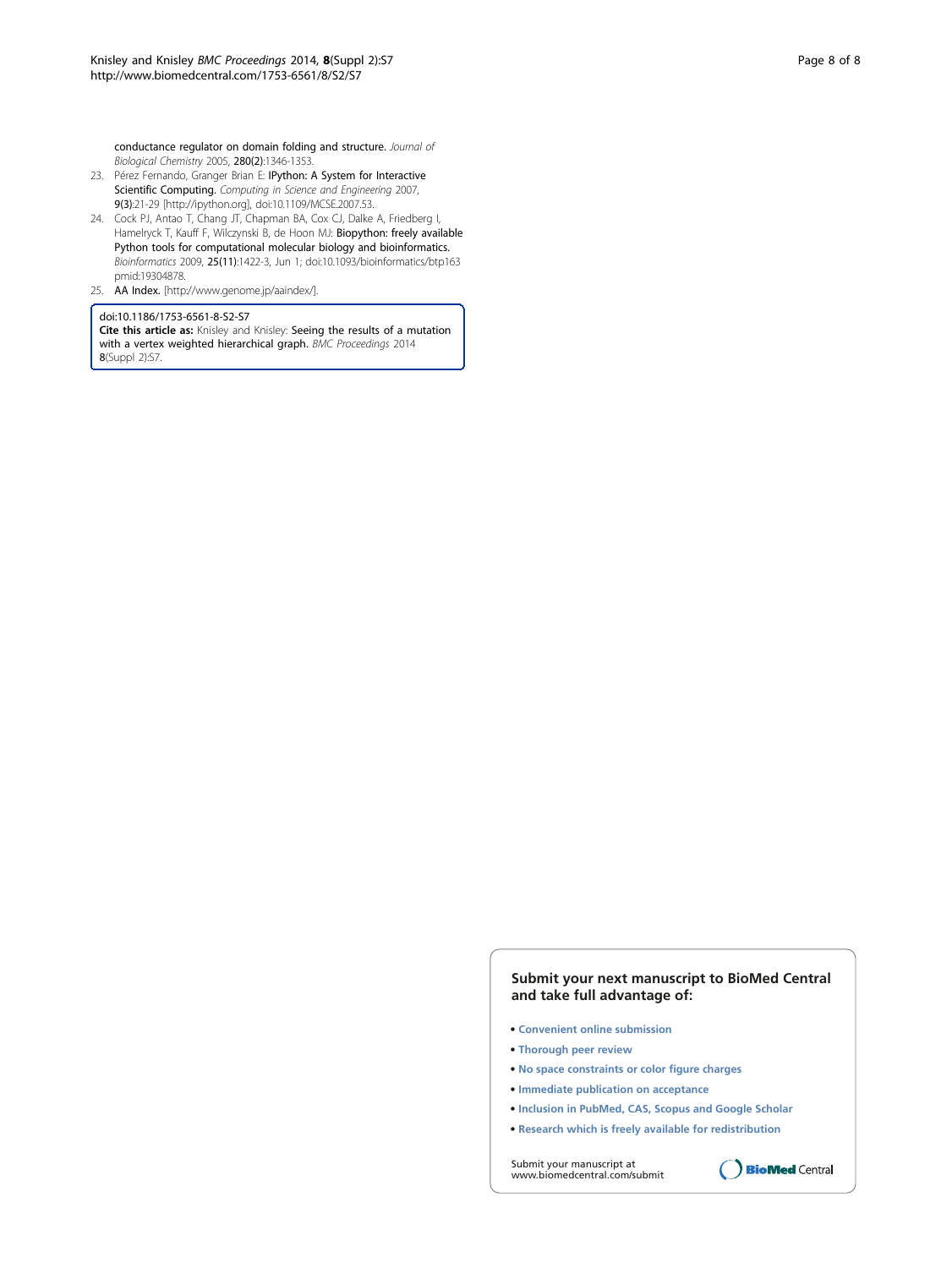conductance regulator on domain folding and structure. *Journal of Biological Chemistry* 2005, **280(2)**:1346-1353.

23. Pérez Fernando, Granger Brian E: **IPython: A System for Interactive Scientific Computing.** *Computing in Science and Engineering* 2007, **9(3)**:21-29 [http://ipython.org], doi:10.1109/MCSE.2007.53.
24. Cock PJ, Antao T, Chang JT, Chapman BA, Cox CJ, Dalke A, Friedberg I, Hamelryck T, Kauff F, Wilczynski B, de Hoon MJ: **Biopython: freely available Python tools for computational molecular biology and bioinformatics.** *Bioinformatics* 2009, **25(11)**:1422-3, Jun 1; doi:10.1093/bioinformatics/btp163 pmid:19304878.
25. **AA Index.** [http://www.genome.jp/aaindex/].

doi:10.1186/1753-6561-8-S2-S7
**Cite this article as:** Knisley and Knisley: Seeing the results of a mutation with a vertex weighted hierarchical graph. *BMC Proceedings* 2014 **8**(Suppl 2):S7.

**Submit your next manuscript to BioMed Central and take full advantage of:**

- Convenient online submission
- Thorough peer review
- No space constraints or color figure charges
- Immediate publication on acceptance
- Inclusion in PubMed, CAS, Scopus and Google Scholar
- Research which is freely available for redistribution

Submit your manuscript at
www.biomedcentral.com/submit

BioMed Central